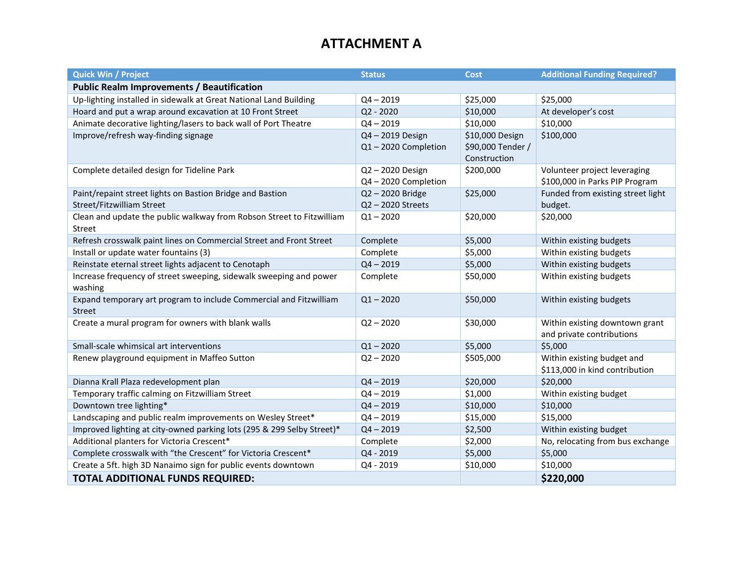# ATTACHMENT A

| Quick Win / Project | Status | Cost | Additional Funding Required? |
|---|---|---|---|
| **Public Realm Improvements / Beautification** | | | |
| Up-lighting installed in sidewalk at Great National Land Building | Q4 – 2019 | $25,000 | $25,000 |
| Hoard and put a wrap around excavation at 10 Front Street | Q2 - 2020 | $10,000 | At developer's cost |
| Animate decorative lighting/lasers to back wall of Port Theatre | Q4 – 2019 | $10,000 | $10,000 |
| Improve/refresh way-finding signage | Q4 – 2019 Design<br>Q1 – 2020 Completion | $10,000 Design<br>$90,000 Tender / Construction | $100,000 |
| Complete detailed design for Tideline Park | Q2 – 2020 Design<br>Q4 – 2020 Completion | $200,000 | Volunteer project leveraging $100,000 in Parks PIP Program |
| Paint/repaint street lights on Bastion Bridge and Bastion Street/Fitzwilliam Street | Q2 – 2020 Bridge<br>Q2 – 2020 Streets | $25,000 | Funded from existing street light budget. |
| Clean and update the public walkway from Robson Street to Fitzwilliam Street | Q1 – 2020 | $20,000 | $20,000 |
| Refresh crosswalk paint lines on Commercial Street and Front Street | Complete | $5,000 | Within existing budgets |
| Install or update water fountains (3) | Complete | $5,000 | Within existing budgets |
| Reinstate eternal street lights adjacent to Cenotaph | Q4 – 2019 | $5,000 | Within existing budgets |
| Increase frequency of street sweeping, sidewalk sweeping and power washing | Complete | $50,000 | Within existing budgets |
| Expand temporary art program to include Commercial and Fitzwilliam Street | Q1 – 2020 | $50,000 | Within existing budgets |
| Create a mural program for owners with blank walls | Q2 – 2020 | $30,000 | Within existing downtown grant and private contributions |
| Small-scale whimsical art interventions | Q1 – 2020 | $5,000 | $5,000 |
| Renew playground equipment in Maffeo Sutton | Q2 – 2020 | $505,000 | Within existing budget and $113,000 in kind contribution |
| Dianna Krall Plaza redevelopment plan | Q4 – 2019 | $20,000 | $20,000 |
| Temporary traffic calming on Fitzwilliam Street | Q4 – 2019 | $1,000 | Within existing budget |
| Downtown tree lighting* | Q4 – 2019 | $10,000 | $10,000 |
| Landscaping and public realm improvements on Wesley Street* | Q4 – 2019 | $15,000 | $15,000 |
| Improved lighting at city-owned parking lots (295 & 299 Selby Street)* | Q4 – 2019 | $2,500 | Within existing budget |
| Additional planters for Victoria Crescent* | Complete | $2,000 | No, relocating from bus exchange |
| Complete crosswalk with "the Crescent" for Victoria Crescent* | Q4 - 2019 | $5,000 | $5,000 |
| Create a 5ft. high 3D Nanaimo sign for public events downtown | Q4 - 2019 | $10,000 | $10,000 |
| **TOTAL ADDITIONAL FUNDS REQUIRED:** | | | **$220,000** |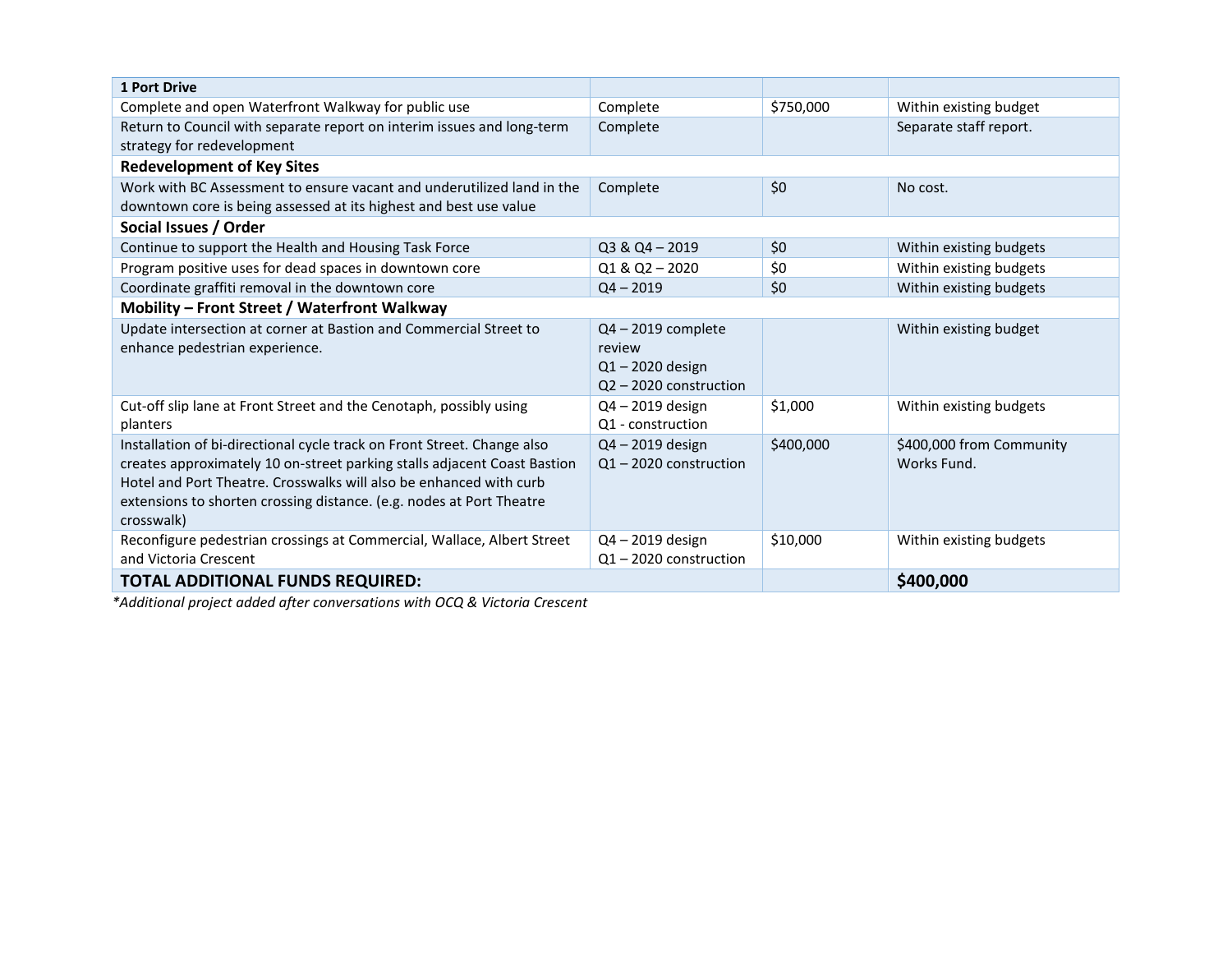| | | | |
|---|---|---|---|
| **1 Port Drive** | | | |
| Complete and open Waterfront Walkway for public use | Complete | $750,000 | Within existing budget |
| Return to Council with separate report on interim issues and long-term strategy for redevelopment | Complete | | Separate staff report. |
| **Redevelopment of Key Sites** | | | |
| Work with BC Assessment to ensure vacant and underutilized land in the downtown core is being assessed at its highest and best use value | Complete | $0 | No cost. |
| **Social Issues / Order** | | | |
| Continue to support the Health and Housing Task Force | Q3 & Q4 – 2019 | $0 | Within existing budgets |
| Program positive uses for dead spaces in downtown core | Q1 & Q2 – 2020 | $0 | Within existing budgets |
| Coordinate graffiti removal in the downtown core | Q4 – 2019 | $0 | Within existing budgets |
| **Mobility – Front Street / Waterfront Walkway** | | | |
| Update intersection at corner at Bastion and Commercial Street to enhance pedestrian experience. | Q4 – 2019 complete review<br>Q1 – 2020 design<br>Q2 – 2020 construction | | Within existing budget |
| Cut-off slip lane at Front Street and the Cenotaph, possibly using planters | Q4 – 2019 design<br>Q1 - construction | $1,000 | Within existing budgets |
| Installation of bi-directional cycle track on Front Street. Change also creates approximately 10 on-street parking stalls adjacent Coast Bastion Hotel and Port Theatre. Crosswalks will also be enhanced with curb extensions to shorten crossing distance. (e.g. nodes at Port Theatre crosswalk) | Q4 – 2019 design<br>Q1 – 2020 construction | $400,000 | $400,000 from Community Works Fund. |
| Reconfigure pedestrian crossings at Commercial, Wallace, Albert Street and Victoria Crescent | Q4 – 2019 design<br>Q1 – 2020 construction | $10,000 | Within existing budgets |
| **TOTAL ADDITIONAL FUNDS REQUIRED:** | | | **$400,000** |

*\*Additional project added after conversations with OCQ & Victoria Crescent*